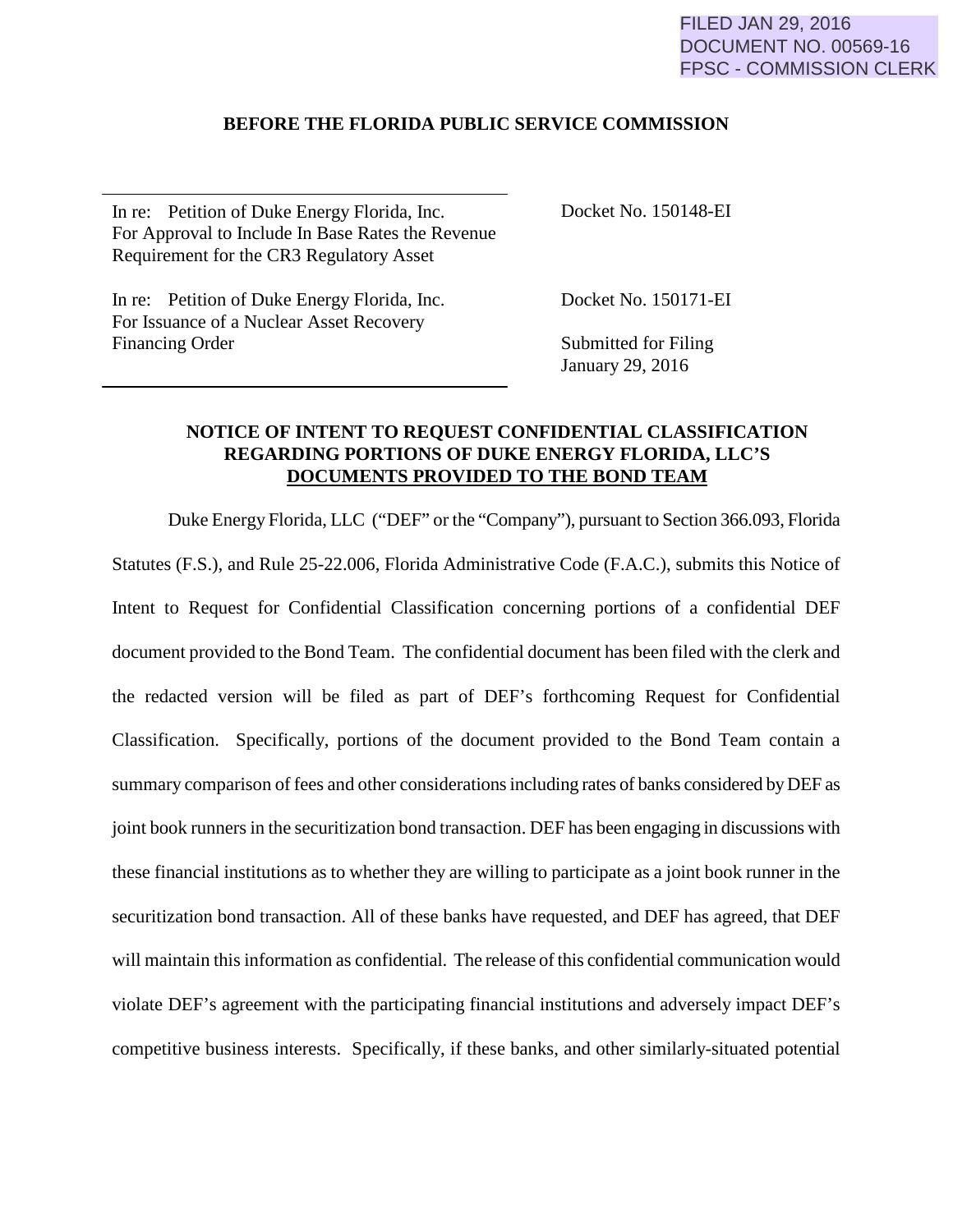FILED JAN 29, 2016
DOCUMENT NO. 00569-16
FPSC - COMMISSION CLERK

**BEFORE THE FLORIDA PUBLIC SERVICE COMMISSION**

| | |
|---|---|
| In re: Petition of Duke Energy Florida, Inc. For Approval to Include In Base Rates the Revenue Requirement for the CR3 Regulatory Asset | Docket No. 150148-EI |
| In re: Petition of Duke Energy Florida, Inc. For Issuance of a Nuclear Asset Recovery Financing Order | Docket No. 150171-EI<br><br>Submitted for Filing<br>January 29, 2016 |

**NOTICE OF INTENT TO REQUEST CONFIDENTIAL CLASSIFICATION REGARDING PORTIONS OF DUKE ENERGY FLORIDA, LLC'S <u>DOCUMENTS PROVIDED TO THE BOND TEAM</u>**

Duke Energy Florida, LLC ("DEF" or the "Company"), pursuant to Section 366.093, Florida Statutes (F.S.), and Rule 25-22.006, Florida Administrative Code (F.A.C.), submits this Notice of Intent to Request for Confidential Classification concerning portions of a confidential DEF document provided to the Bond Team. The confidential document has been filed with the clerk and the redacted version will be filed as part of DEF's forthcoming Request for Confidential Classification. Specifically, portions of the document provided to the Bond Team contain a summary comparison of fees and other considerations including rates of banks considered by DEF as joint book runners in the securitization bond transaction. DEF has been engaging in discussions with these financial institutions as to whether they are willing to participate as a joint book runner in the securitization bond transaction. All of these banks have requested, and DEF has agreed, that DEF will maintain this information as confidential. The release of this confidential communication would violate DEF's agreement with the participating financial institutions and adversely impact DEF's competitive business interests. Specifically, if these banks, and other similarly-situated potential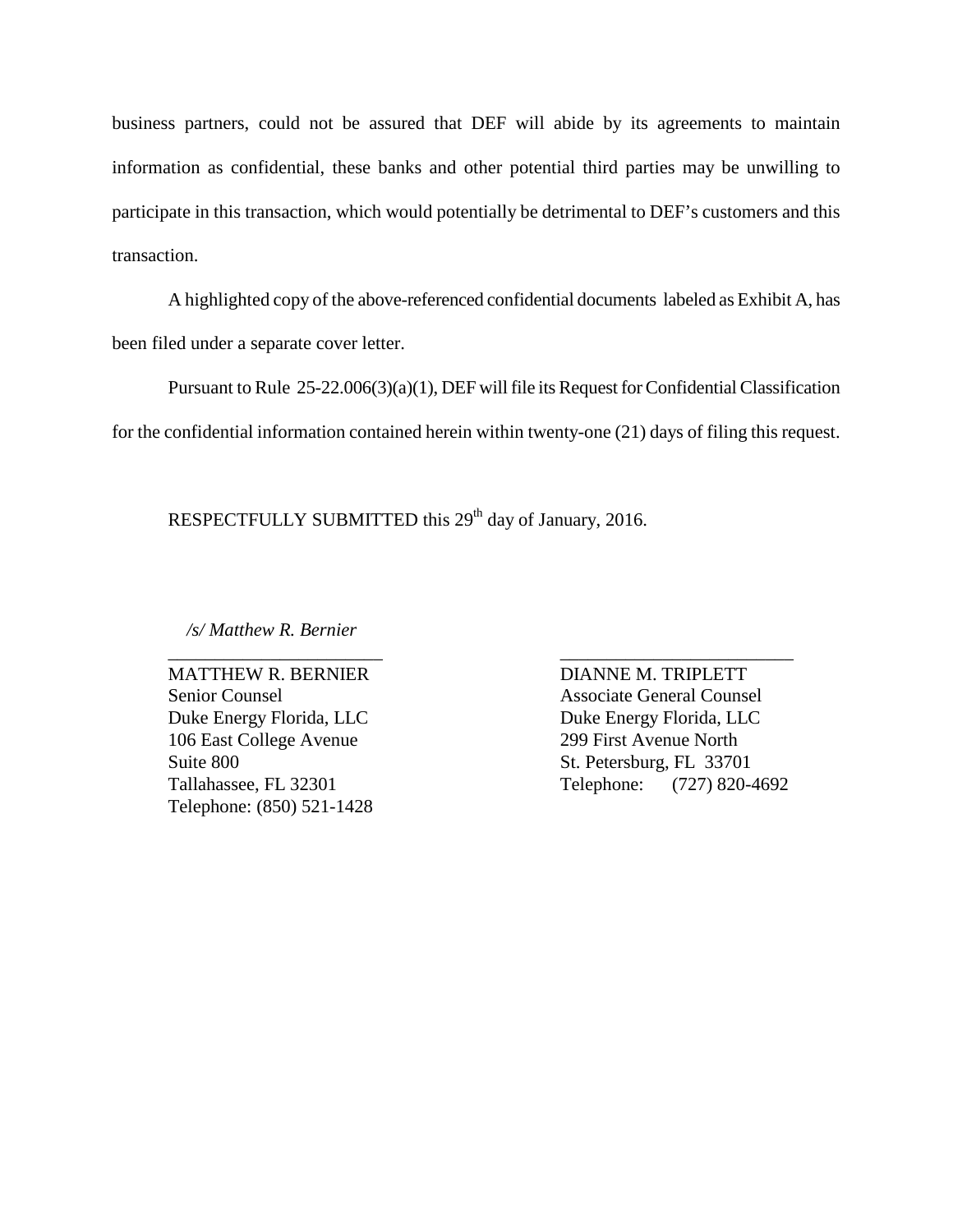business partners, could not be assured that DEF will abide by its agreements to maintain information as confidential, these banks and other potential third parties may be unwilling to participate in this transaction, which would potentially be detrimental to DEF's customers and this transaction.

A highlighted copy of the above-referenced confidential documents labeled as Exhibit A, has been filed under a separate cover letter.

Pursuant to Rule 25-22.006(3)(a)(1), DEF will file its Request for Confidential Classification for the confidential information contained herein within twenty-one (21) days of filing this request.

RESPECTFULLY SUBMITTED this 29th day of January, 2016.

*/s/ Matthew R. Bernier*

MATTHEW R. BERNIER
Senior Counsel
Duke Energy Florida, LLC
106 East College Avenue
Suite 800
Tallahassee, FL 32301
Telephone: (850) 521-1428

DIANNE M. TRIPLETT
Associate General Counsel
Duke Energy Florida, LLC
299 First Avenue North
St. Petersburg, FL 33701
Telephone: (727) 820-4692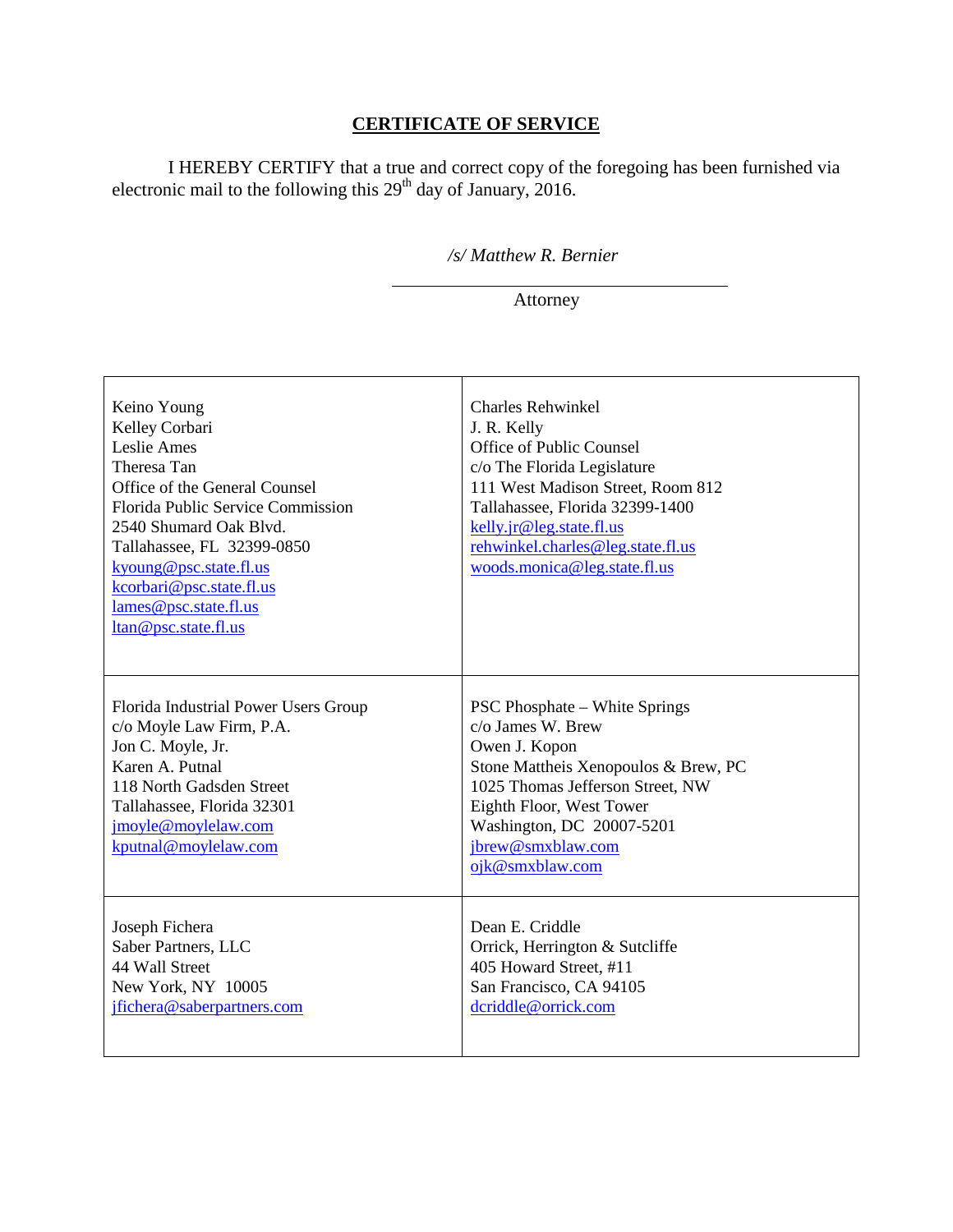## CERTIFICATE OF SERVICE

I HEREBY CERTIFY that a true and correct copy of the foregoing has been furnished via electronic mail to the following this 29th day of January, 2016.

*/s/ Matthew R. Bernier*

Attorney

| | |
|---|---|
| Keino Young<br>Kelley Corbari<br>Leslie Ames<br>Theresa Tan<br>Office of the General Counsel<br>Florida Public Service Commission<br>2540 Shumard Oak Blvd.<br>Tallahassee, FL 32399-0850<br>kyoung@psc.state.fl.us<br>kcorbari@psc.state.fl.us<br>lames@psc.state.fl.us<br>ltan@psc.state.fl.us | Charles Rehwinkel<br>J. R. Kelly<br>Office of Public Counsel<br>c/o The Florida Legislature<br>111 West Madison Street, Room 812<br>Tallahassee, Florida 32399-1400<br>kelly.jr@leg.state.fl.us<br>rehwinkel.charles@leg.state.fl.us<br>woods.monica@leg.state.fl.us |
| Florida Industrial Power Users Group<br>c/o Moyle Law Firm, P.A.<br>Jon C. Moyle, Jr.<br>Karen A. Putnal<br>118 North Gadsden Street<br>Tallahassee, Florida 32301<br>jmoyle@moylelaw.com<br>kputnal@moylelaw.com | PSC Phosphate – White Springs<br>c/o James W. Brew<br>Owen J. Kopon<br>Stone Mattheis Xenopoulos & Brew, PC<br>1025 Thomas Jefferson Street, NW<br>Eighth Floor, West Tower<br>Washington, DC 20007-5201<br>jbrew@smxblaw.com<br>ojk@smxblaw.com |
| Joseph Fichera<br>Saber Partners, LLC<br>44 Wall Street<br>New York, NY 10005<br>jfichera@saberpartners.com | Dean E. Criddle<br>Orrick, Herrington & Sutcliffe<br>405 Howard Street, #11<br>San Francisco, CA 94105<br>dcriddle@orrick.com |